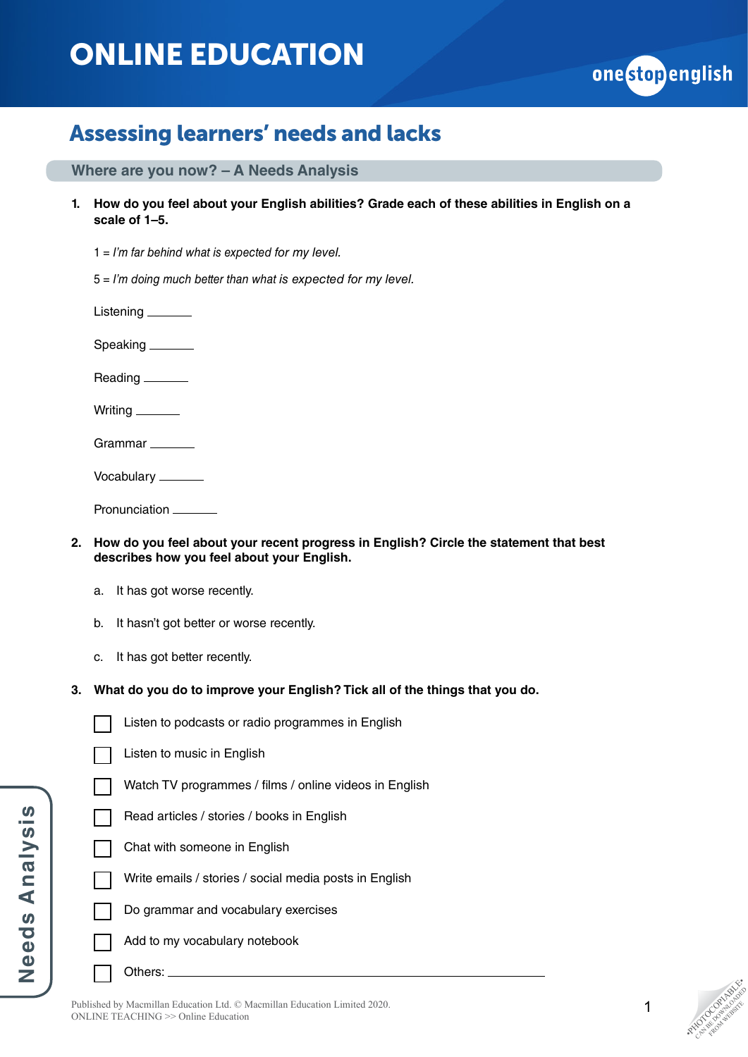# ONLINE EDUCATION

## Assessing learners' needs and lacks

### Where are you now? – A Needs Analysis

**1. How do you feel about your English abilities? Grade each of these abilities in English on a scale of 1–5.**

1 = *I'm far behind what is expected for my level.*

5 = *I'm doing much better than what is expected for my level.*

Listening _______

Speaking _______

Reading _______

Writing _______

Grammar _______

Vocabulary _______

Pronunciation _______

**2. How do you feel about your recent progress in English? Circle the statement that best describes how you feel about your English.**

a. It has got worse recently.

b. It hasn't got better or worse recently.

c. It has got better recently.

**3. What do you do to improve your English? Tick all of the things that you do.**

- [ ] Listen to podcasts or radio programmes in English
- [ ] Listen to music in English
- [ ] Watch TV programmes / films / online videos in English
- [ ] Read articles / stories / books in English
- [ ] Chat with someone in English
- [ ] Write emails / stories / social media posts in English
- [ ] Do grammar and vocabulary exercises
- [ ] Add to my vocabulary notebook
- [ ] Others: _______________________________________________

Published by Macmillan Education Ltd. © Macmillan Education Limited 2020.
ONLINE TEACHING >> Online Education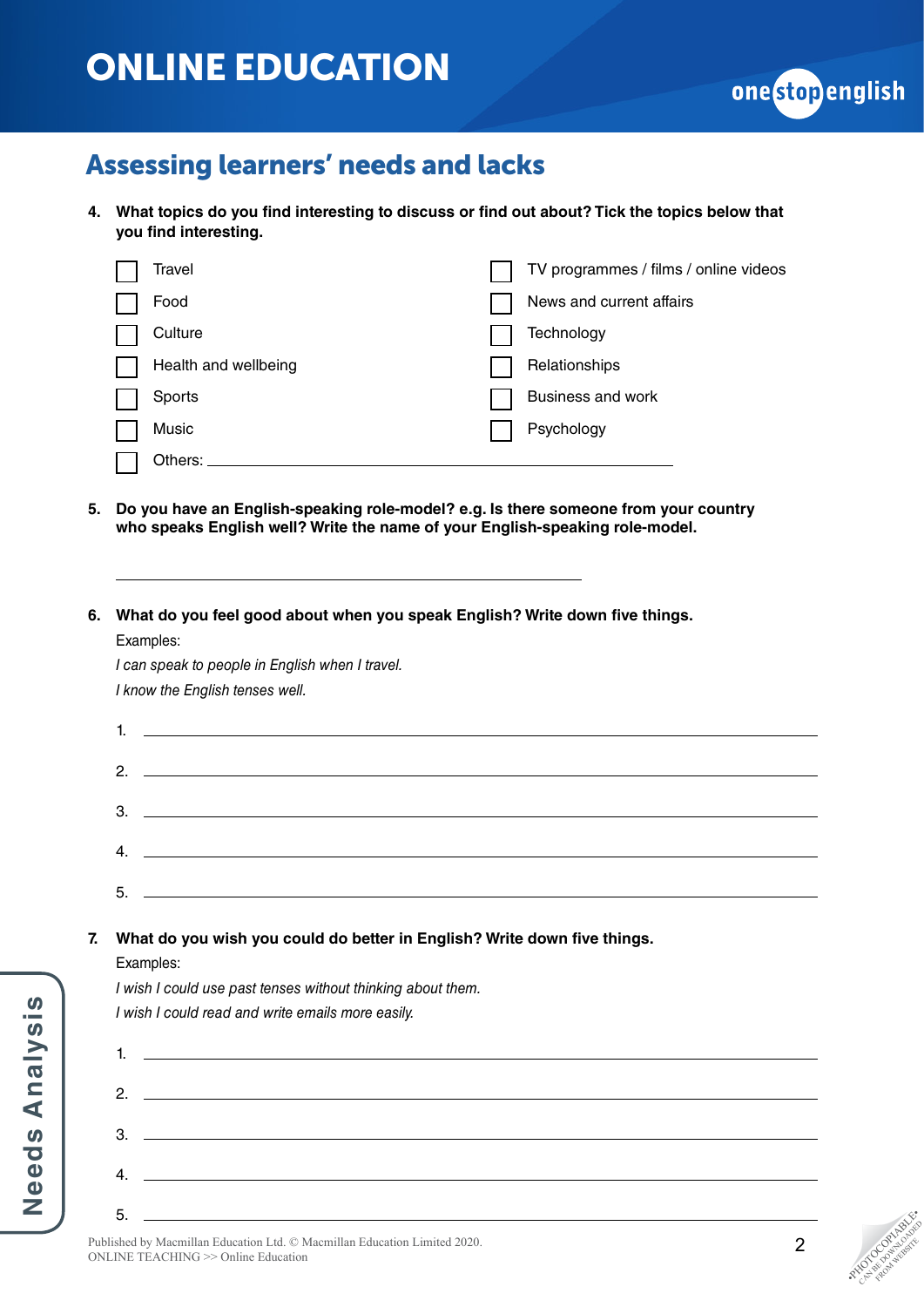# ONLINE EDUCATION

## Assessing learners' needs and lacks

**4. What topics do you find interesting to discuss or find out about? Tick the topics below that you find interesting.**

- ☐ Travel
- ☐ Food
- ☐ Culture
- ☐ Health and wellbeing
- ☐ Sports
- ☐ Music
- ☐ Others: ______________________________
- ☐ TV programmes / films / online videos
- ☐ News and current affairs
- ☐ Technology
- ☐ Relationships
- ☐ Business and work
- ☐ Psychology

**5. Do you have an English-speaking role-model? e.g. Is there someone from your country who speaks English well? Write the name of your English-speaking role-model.**

______________________________

**6. What do you feel good about when you speak English? Write down five things.**

Examples:

*I can speak to people in English when I travel.*

*I know the English tenses well.*

1. ______________________________
2. ______________________________
3. ______________________________
4. ______________________________
5. ______________________________

**7. What do you wish you could do better in English? Write down five things.**

Examples:

*I wish I could use past tenses without thinking about them.*

*I wish I could read and write emails more easily.*

1. ______________________________
2. ______________________________
3. ______________________________
4. ______________________________
5. ______________________________

Needs Analysis

Published by Macmillan Education Ltd. © Macmillan Education Limited 2020.
ONLINE TEACHING >> Online Education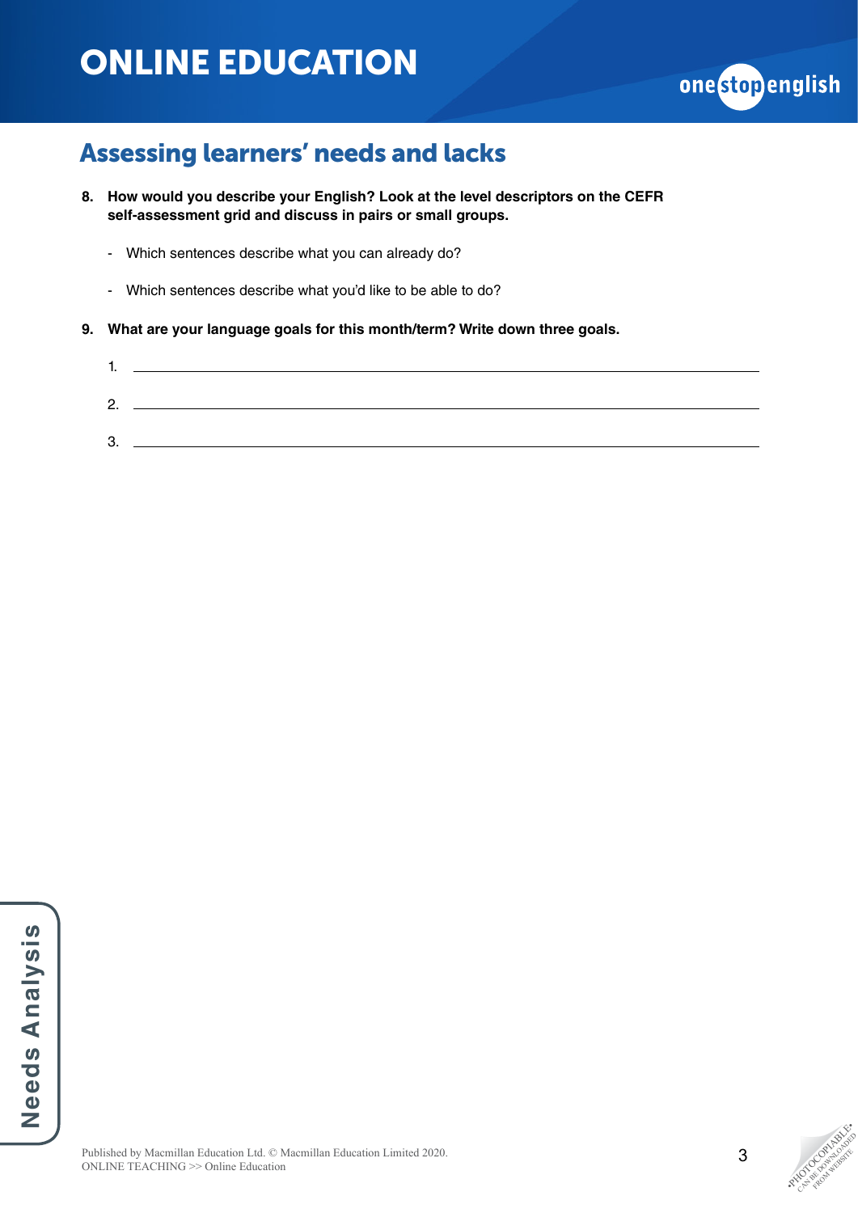## Assessing learners' needs and lacks

8. **How would you describe your English? Look at the level descriptors on the CEFR self-assessment grid and discuss in pairs or small groups.**

   - Which sentences describe what you can already do?
   - Which sentences describe what you'd like to be able to do?

9. **What are your language goals for this month/term? Write down three goals.**

   1. ____________________
   2. ____________________
   3. ____________________